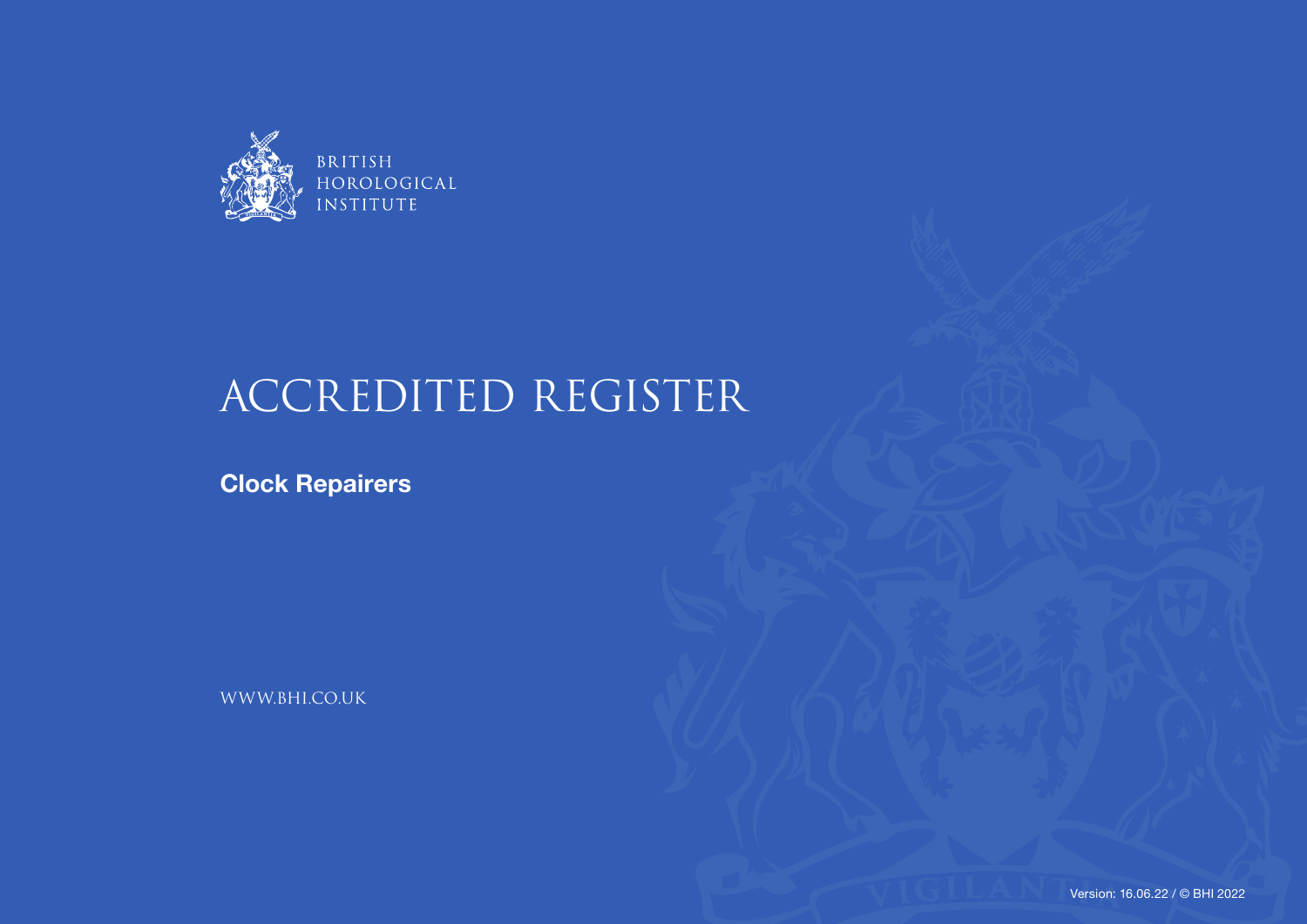BRITISH HOROLOGICAL INSTITUTE

# ACCREDITED REGISTER

**Clock Repairers**

WWW.BHI.CO.UK

Version: 16.06.22 / © BHI 2022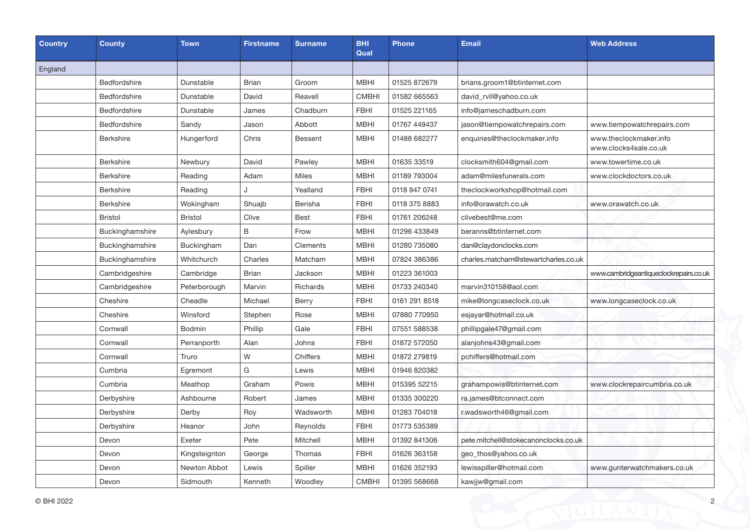| Country | County | Town | Firstname | Surname | BHI Qual | Phone | Email | Web Address |
|---|---|---|---|---|---|---|---|---|
| England | | | | | | | | |
| | Bedfordshire | Dunstable | Brian | Groom | MBHI | 01525 872679 | brians.groom1@btinternet.com | |
| | Bedfordshire | Dunstable | David | Reavell | CMBHI | 01582 665563 | david_rvll@yahoo.co.uk | |
| | Bedfordshire | Dunstable | James | Chadburn | FBHI | 01525 221165 | info@jameschadburn.com | |
| | Bedfordshire | Sandy | Jason | Abbott | MBHI | 01767 449437 | jason@tiempowatchrepairs.com | www.tiempowatchrepairs.com |
| | Berkshire | Hungerford | Chris | Bessent | MBHI | 01488 682277 | enquiries@theclockmaker.info | www.theclockmaker.info www.clocks4sale.co.uk |
| | Berkshire | Newbury | David | Pawley | MBHI | 01635 33519 | clocksmith604@gmail.com | www.towertime.co.uk |
| | Berkshire | Reading | Adam | Miles | MBHI | 01189 793004 | adam@milesfunerals.com | www.clockdoctors.co.uk |
| | Berkshire | Reading | J | Yealland | FBHI | 0118 947 0741 | theclockworkshop@hotmail.com | |
| | Berkshire | Wokingham | Shuajb | Berisha | FBHI | 0118 375 8883 | info@orawatch.co.uk | www.orawatch.co.uk |
| | Bristol | Bristol | Clive | Best | FBHI | 01761 206248 | clivebest@me.com | |
| | Buckinghamshire | Aylesbury | B | Frow | MBHI | 01296 433849 | beranns@btinternet.com | |
| | Buckinghamshire | Buckingham | Dan | Clements | MBHI | 01280 735080 | dan@claydonclocks.com | |
| | Buckinghamshire | Whitchurch | Charles | Matcham | MBHI | 07824 386386 | charles.matcham@stewartcharles.co.uk | |
| | Cambridgeshire | Cambridge | Brian | Jackson | MBHI | 01223 361003 | | www.cambridgeantiqueclockrepairs.co.uk |
| | Cambridgeshire | Peterborough | Marvin | Richards | MBHI | 01733 240340 | marvin310158@aol.com | |
| | Cheshire | Cheadle | Michael | Berry | FBHI | 0161 291 8518 | mike@longcaseclock.co.uk | www.longcaseclock.co.uk |
| | Cheshire | Winsford | Stephen | Rose | MBHI | 07880 770950 | esjayar@hotmail.co.uk | |
| | Cornwall | Bodmin | Phillip | Gale | FBHI | 07551 588538 | phillipgale47@gmail.com | |
| | Cornwall | Perranporth | Alan | Johns | FBHI | 01872 572050 | alanjohns43@gmail.com | |
| | Cornwall | Truro | W | Chiffers | MBHI | 01872 279819 | pchiffers@hotmail.com | |
| | Cumbria | Egremont | G | Lewis | MBHI | 01946 820382 | | |
| | Cumbria | Meathop | Graham | Powis | MBHI | 015395 52215 | grahampowis@btinternet.com | www.clockrepaircumbria.co.uk |
| | Derbyshire | Ashbourne | Robert | James | MBHI | 01335 300220 | ra.james@btconnect.com | |
| | Derbyshire | Derby | Roy | Wadsworth | MBHI | 01283 704018 | r.wadsworth46@gmail.com | |
| | Derbyshire | Heanor | John | Reynolds | FBHI | 01773 535389 | | |
| | Devon | Exeter | Pete | Mitchell | MBHI | 01392 841306 | pete.mitchell@stokecanonclocks.co.uk | |
| | Devon | Kingsteignton | George | Thomas | FBHI | 01626 363158 | geo_thos@yahoo.co.uk | |
| | Devon | Newton Abbot | Lewis | Spiller | MBHI | 01626 352193 | lewisspiller@hotmail.com | www.gunterwatchmakers.co.uk |
| | Devon | Sidmouth | Kenneth | Woodley | CMBHI | 01395 568668 | kawjjw@gmail.com | |

© BHI 2022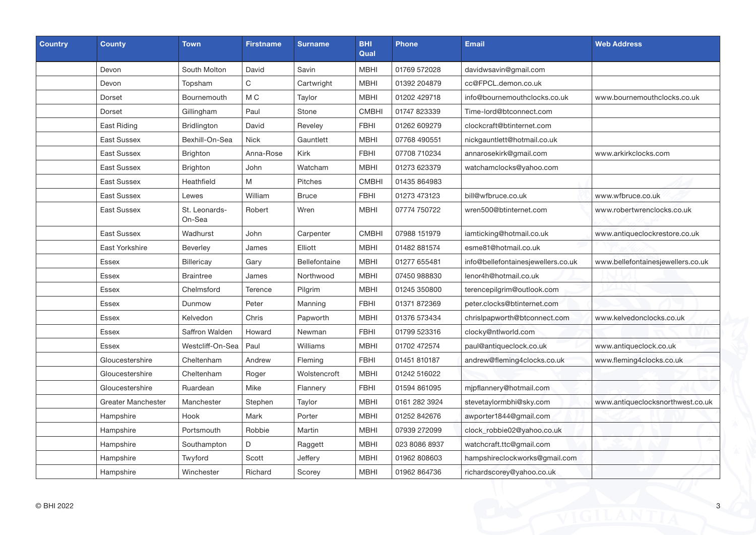| Country | County | Town | Firstname | Surname | BHI Qual | Phone | Email | Web Address |
|---|---|---|---|---|---|---|---|---|
| | Devon | South Molton | David | Savin | MBHI | 01769 572028 | davidwsavin@gmail.com | |
| | Devon | Topsham | C | Cartwright | MBHI | 01392 204879 | cc@FPCL.demon.co.uk | |
| | Dorset | Bournemouth | M C | Taylor | MBHI | 01202 429718 | info@bournemouthclocks.co.uk | www.bournemouthclocks.co.uk |
| | Dorset | Gillingham | Paul | Stone | CMBHI | 01747 823339 | Time-lord@btconnect.com | |
| | East Riding | Bridlington | David | Reveley | FBHI | 01262 609279 | clockcraft@btinternet.com | |
| | East Sussex | Bexhill-On-Sea | Nick | Gauntlett | MBHI | 07768 490551 | nickgauntlett@hotmail.co.uk | |
| | East Sussex | Brighton | Anna-Rose | Kirk | FBHI | 07708 710234 | annarosekirk@gmail.com | www.arkirkclocks.com |
| | East Sussex | Brighton | John | Watcham | MBHI | 01273 623379 | watchamclocks@yahoo.com | |
| | East Sussex | Heathfield | M | Pitches | CMBHI | 01435 864983 | | |
| | East Sussex | Lewes | William | Bruce | FBHI | 01273 473123 | bill@wfbruce.co.uk | www.wfbruce.co.uk |
| | East Sussex | St. Leonards-On-Sea | Robert | Wren | MBHI | 07774 750722 | wren500@btinternet.com | www.robertwrenclocks.co.uk |
| | East Sussex | Wadhurst | John | Carpenter | CMBHI | 07988 151979 | iamticking@hotmail.co.uk | www.antiqueclockrestore.co.uk |
| | East Yorkshire | Beverley | James | Elliott | MBHI | 01482 881574 | esme81@hotmail.co.uk | |
| | Essex | Billericay | Gary | Bellefontaine | MBHI | 01277 655481 | info@bellefontainesjewellers.co.uk | www.bellefontainesjewellers.co.uk |
| | Essex | Braintree | James | Northwood | MBHI | 07450 988830 | lenor4h@hotmail.co.uk | |
| | Essex | Chelmsford | Terence | Pilgrim | MBHI | 01245 350800 | terencepilgrim@outlook.com | |
| | Essex | Dunmow | Peter | Manning | FBHI | 01371 872369 | peter.clocks@btinternet.com | |
| | Essex | Kelvedon | Chris | Papworth | MBHI | 01376 573434 | chrislpapworth@btconnect.com | www.kelvedonclocks.co.uk |
| | Essex | Saffron Walden | Howard | Newman | FBHI | 01799 523316 | clocky@ntlworld.com | |
| | Essex | Westcliff-On-Sea | Paul | Williams | MBHI | 01702 472574 | paul@antiqueclock.co.uk | www.antiqueclock.co.uk |
| | Gloucestershire | Cheltenham | Andrew | Fleming | FBHI | 01451 810187 | andrew@fleming4clocks.co.uk | www.fleming4clocks.co.uk |
| | Gloucestershire | Cheltenham | Roger | Wolstencroft | MBHI | 01242 516022 | | |
| | Gloucestershire | Ruardean | Mike | Flannery | FBHI | 01594 861095 | mjpflannery@hotmail.com | |
| | Greater Manchester | Manchester | Stephen | Taylor | MBHI | 0161 282 3924 | stevetaylormbhi@sky.com | www.antiqueclocksnorthwest.co.uk |
| | Hampshire | Hook | Mark | Porter | MBHI | 01252 842676 | awporter1844@gmail.com | |
| | Hampshire | Portsmouth | Robbie | Martin | MBHI | 07939 272099 | clock_robbie02@yahoo.co.uk | |
| | Hampshire | Southampton | D | Raggett | MBHI | 023 8086 8937 | watchcraft.ttc@gmail.com | |
| | Hampshire | Twyford | Scott | Jeffery | MBHI | 01962 808603 | hampshireclockworks@gmail.com | |
| | Hampshire | Winchester | Richard | Scorey | MBHI | 01962 864736 | richardscorey@yahoo.co.uk | |

© BHI 2022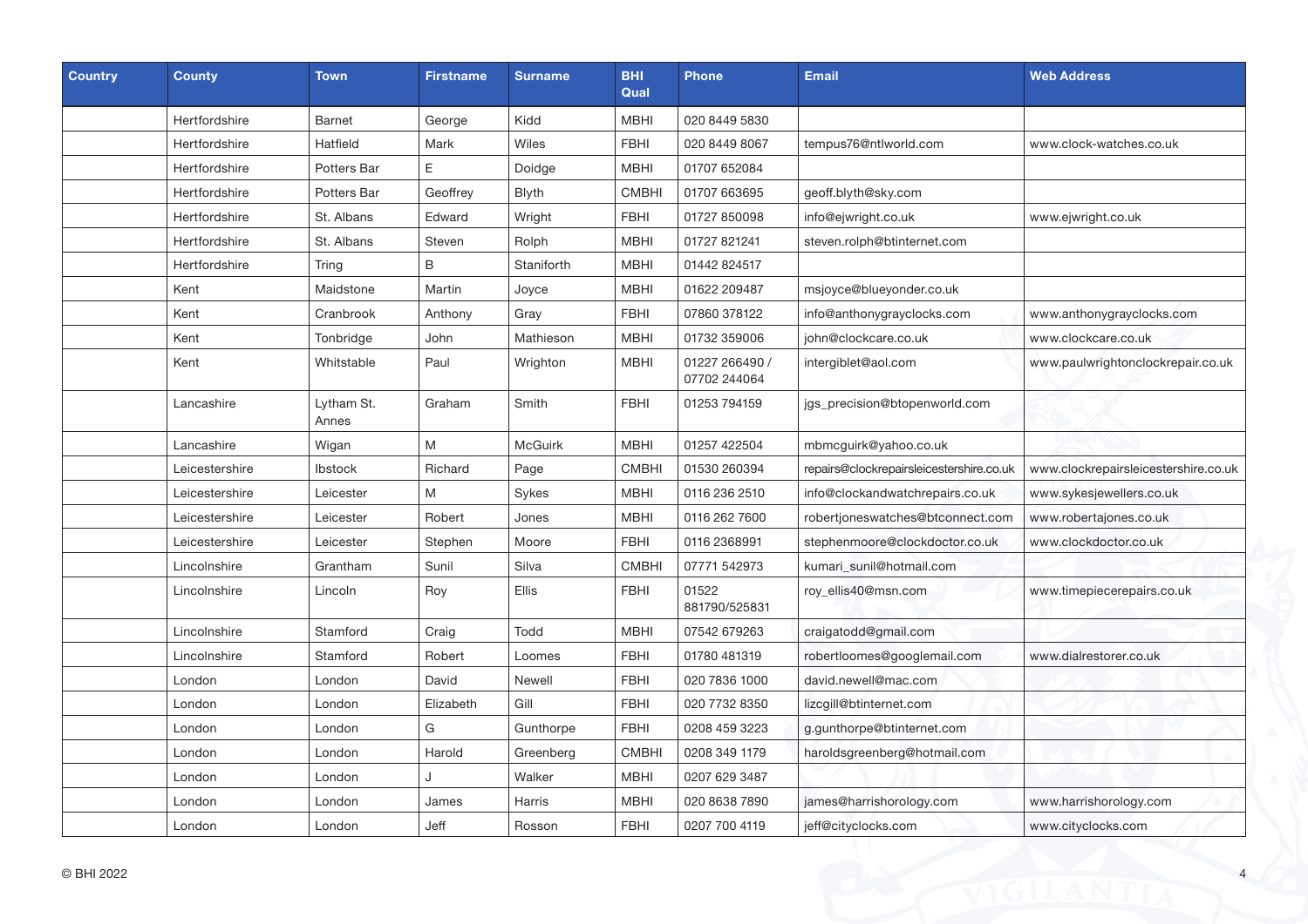| Country | County | Town | Firstname | Surname | BHI Qual | Phone | Email | Web Address |
|---|---|---|---|---|---|---|---|---|
| | Hertfordshire | Barnet | George | Kidd | MBHI | 020 8449 5830 | | |
| | Hertfordshire | Hatfield | Mark | Wiles | FBHI | 020 8449 8067 | tempus76@ntlworld.com | www.clock-watches.co.uk |
| | Hertfordshire | Potters Bar | E | Doidge | MBHI | 01707 652084 | | |
| | Hertfordshire | Potters Bar | Geoffrey | Blyth | CMBHI | 01707 663695 | geoff.blyth@sky.com | |
| | Hertfordshire | St. Albans | Edward | Wright | FBHI | 01727 850098 | info@ejwright.co.uk | www.ejwright.co.uk |
| | Hertfordshire | St. Albans | Steven | Rolph | MBHI | 01727 821241 | steven.rolph@btinternet.com | |
| | Hertfordshire | Tring | B | Staniforth | MBHI | 01442 824517 | | |
| | Kent | Maidstone | Martin | Joyce | MBHI | 01622 209487 | msjoyce@blueyonder.co.uk | |
| | Kent | Cranbrook | Anthony | Gray | FBHI | 07860 378122 | info@anthonygrayclocks.com | www.anthonygrayclocks.com |
| | Kent | Tonbridge | John | Mathieson | MBHI | 01732 359006 | john@clockcare.co.uk | www.clockcare.co.uk |
| | Kent | Whitstable | Paul | Wrighton | MBHI | 01227 266490 / 07702 244064 | intergiblet@aol.com | www.paulwrightonclockrepair.co.uk |
| | Lancashire | Lytham St. Annes | Graham | Smith | FBHI | 01253 794159 | jgs_precision@btopenworld.com | |
| | Lancashire | Wigan | M | McGuirk | MBHI | 01257 422504 | mbmcguirk@yahoo.co.uk | |
| | Leicestershire | Ibstock | Richard | Page | CMBHI | 01530 260394 | repairs@clockrepairsleicestershire.co.uk | www.clockrepairsleicestershire.co.uk |
| | Leicestershire | Leicester | M | Sykes | MBHI | 0116 236 2510 | info@clockandwatchrepairs.co.uk | www.sykesjewellers.co.uk |
| | Leicestershire | Leicester | Robert | Jones | MBHI | 0116 262 7600 | robertjoneswatches@btconnect.com | www.robertajones.co.uk |
| | Leicestershire | Leicester | Stephen | Moore | FBHI | 0116 2368991 | stephenmoore@clockdoctor.co.uk | www.clockdoctor.co.uk |
| | Lincolnshire | Grantham | Sunil | Silva | CMBHI | 07771 542973 | kumari_sunil@hotmail.com | |
| | Lincolnshire | Lincoln | Roy | Ellis | FBHI | 01522 881790/525831 | roy_ellis40@msn.com | www.timepiecerepairs.co.uk |
| | Lincolnshire | Stamford | Craig | Todd | MBHI | 07542 679263 | craigatodd@gmail.com | |
| | Lincolnshire | Stamford | Robert | Loomes | FBHI | 01780 481319 | robertloomes@googlemail.com | www.dialrestorer.co.uk |
| | London | London | David | Newell | FBHI | 020 7836 1000 | david.newell@mac.com | |
| | London | London | Elizabeth | Gill | FBHI | 020 7732 8350 | lizcgill@btinternet.com | |
| | London | London | G | Gunthorpe | FBHI | 0208 459 3223 | g.gunthorpe@btinternet.com | |
| | London | London | Harold | Greenberg | CMBHI | 0208 349 1179 | haroldsgreenberg@hotmail.com | |
| | London | London | J | Walker | MBHI | 0207 629 3487 | | |
| | London | London | James | Harris | MBHI | 020 8638 7890 | james@harrishorology.com | www.harrishorology.com |
| | London | London | Jeff | Rosson | FBHI | 0207 700 4119 | jeff@cityclocks.com | www.cityclocks.com |

© BHI 2022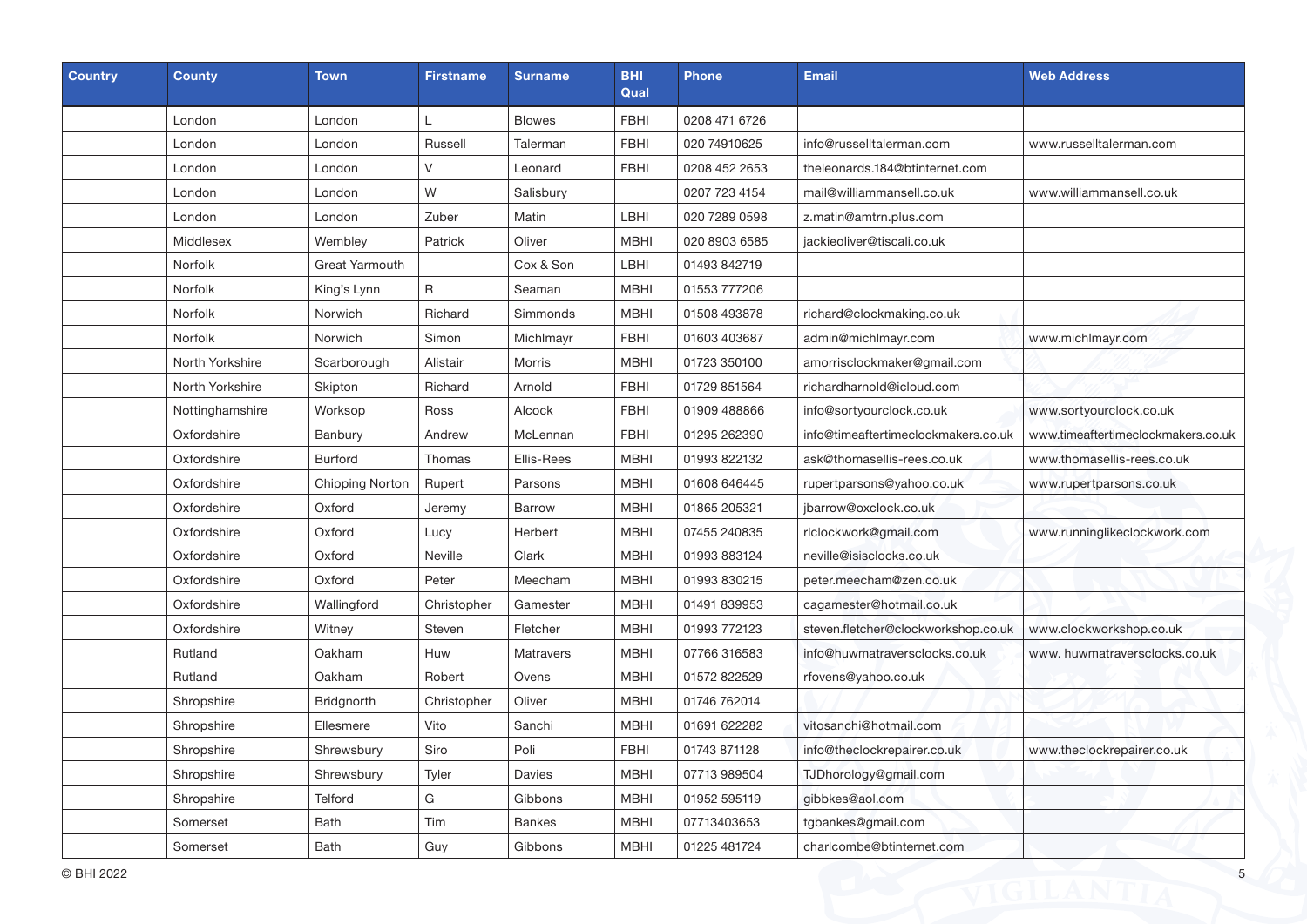| Country | County | Town | Firstname | Surname | BHI Qual | Phone | Email | Web Address |
|---|---|---|---|---|---|---|---|---|
| | London | London | L | Blowes | FBHI | 0208 471 6726 | | |
| | London | London | Russell | Talerman | FBHI | 020 74910625 | info@russelltalerman.com | www.russelltalerman.com |
| | London | London | V | Leonard | FBHI | 0208 452 2653 | theleonards.184@btinternet.com | |
| | London | London | W | Salisbury | | 0207 723 4154 | mail@williammansell.co.uk | www.williammansell.co.uk |
| | London | London | Zuber | Matin | LBHI | 020 7289 0598 | z.matin@amtrn.plus.com | |
| | Middlesex | Wembley | Patrick | Oliver | MBHI | 020 8903 6585 | jackieoliver@tiscali.co.uk | |
| | Norfolk | Great Yarmouth | | Cox & Son | LBHI | 01493 842719 | | |
| | Norfolk | King's Lynn | R | Seaman | MBHI | 01553 777206 | | |
| | Norfolk | Norwich | Richard | Simmonds | MBHI | 01508 493878 | richard@clockmaking.co.uk | |
| | Norfolk | Norwich | Simon | Michlmayr | FBHI | 01603 403687 | admin@michlmayr.com | www.michlmayr.com |
| | North Yorkshire | Scarborough | Alistair | Morris | MBHI | 01723 350100 | amorrisclockmaker@gmail.com | |
| | North Yorkshire | Skipton | Richard | Arnold | FBHI | 01729 851564 | richardharnold@icloud.com | |
| | Nottinghamshire | Worksop | Ross | Alcock | FBHI | 01909 488866 | info@sortyourclock.co.uk | www.sortyourclock.co.uk |
| | Oxfordshire | Banbury | Andrew | McLennan | FBHI | 01295 262390 | info@timeaftertimeclockmakers.co.uk | www.timeaftertimeclockmakers.co.uk |
| | Oxfordshire | Burford | Thomas | Ellis-Rees | MBHI | 01993 822132 | ask@thomasellis-rees.co.uk | www.thomasellis-rees.co.uk |
| | Oxfordshire | Chipping Norton | Rupert | Parsons | MBHI | 01608 646445 | rupertparsons@yahoo.co.uk | www.rupertparsons.co.uk |
| | Oxfordshire | Oxford | Jeremy | Barrow | MBHI | 01865 205321 | jbarrow@oxclock.co.uk | |
| | Oxfordshire | Oxford | Lucy | Herbert | MBHI | 07455 240835 | rlclockwork@gmail.com | www.runninglikeclockwork.com |
| | Oxfordshire | Oxford | Neville | Clark | MBHI | 01993 883124 | neville@isisclocks.co.uk | |
| | Oxfordshire | Oxford | Peter | Meecham | MBHI | 01993 830215 | peter.meecham@zen.co.uk | |
| | Oxfordshire | Wallingford | Christopher | Gamester | MBHI | 01491 839953 | cagamester@hotmail.co.uk | |
| | Oxfordshire | Witney | Steven | Fletcher | MBHI | 01993 772123 | steven.fletcher@clockworkshop.co.uk | www.clockworkshop.co.uk |
| | Rutland | Oakham | Huw | Matravers | MBHI | 07766 316583 | info@huwmatraversclocks.co.uk | www. huwmatraversclocks.co.uk |
| | Rutland | Oakham | Robert | Ovens | MBHI | 01572 822529 | rfovens@yahoo.co.uk | |
| | Shropshire | Bridgnorth | Christopher | Oliver | MBHI | 01746 762014 | | |
| | Shropshire | Ellesmere | Vito | Sanchi | MBHI | 01691 622282 | vitosanchi@hotmail.com | |
| | Shropshire | Shrewsbury | Siro | Poli | FBHI | 01743 871128 | info@theclockrepairer.co.uk | www.theclockrepairer.co.uk |
| | Shropshire | Shrewsbury | Tyler | Davies | MBHI | 07713 989504 | TJDhorology@gmail.com | |
| | Shropshire | Telford | G | Gibbons | MBHI | 01952 595119 | gibbkes@aol.com | |
| | Somerset | Bath | Tim | Bankes | MBHI | 07713403653 | tgbankes@gmail.com | |
| | Somerset | Bath | Guy | Gibbons | MBHI | 01225 481724 | charlcombe@btinternet.com | |

© BHI 2022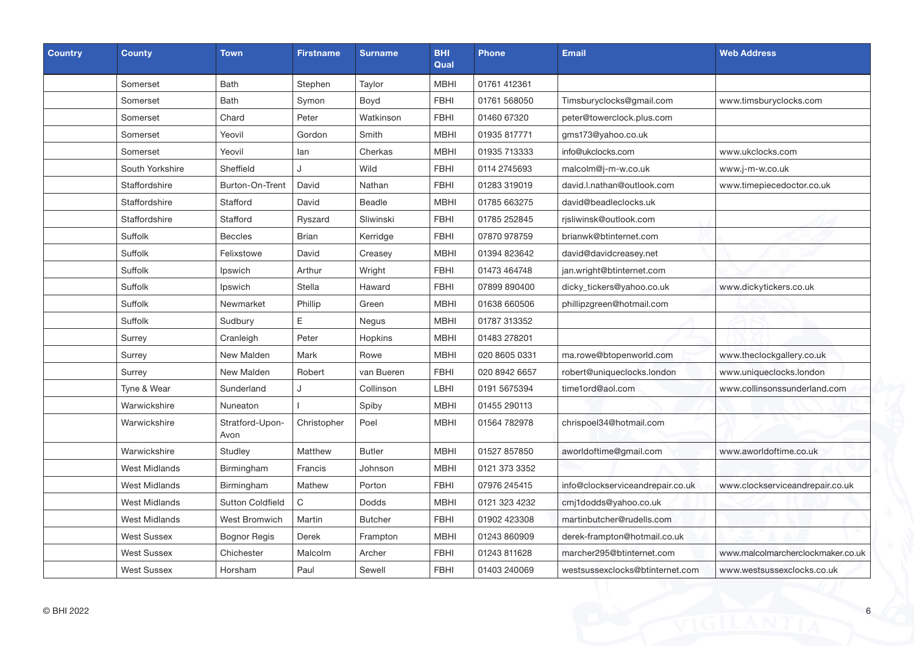| Country | County | Town | Firstname | Surname | BHI Qual | Phone | Email | Web Address |
|---|---|---|---|---|---|---|---|---|
| | Somerset | Bath | Stephen | Taylor | MBHI | 01761 412361 | | |
| | Somerset | Bath | Symon | Boyd | FBHI | 01761 568050 | Timsburyclocks@gmail.com | www.timsburyclocks.com |
| | Somerset | Chard | Peter | Watkinson | FBHI | 01460 67320 | peter@towerclock.plus.com | |
| | Somerset | Yeovil | Gordon | Smith | MBHI | 01935 817771 | gms173@yahoo.co.uk | |
| | Somerset | Yeovil | Ian | Cherkas | MBHI | 01935 713333 | info@ukclocks.com | www.ukclocks.com |
| | South Yorkshire | Sheffield | J | Wild | FBHI | 0114 2745693 | malcolm@j-m-w.co.uk | www.j-m-w.co.uk |
| | Staffordshire | Burton-On-Trent | David | Nathan | FBHI | 01283 319019 | david.l.nathan@outlook.com | www.timepiecedoctor.co.uk |
| | Staffordshire | Stafford | David | Beadle | MBHI | 01785 663275 | david@beadleclocks.uk | |
| | Staffordshire | Stafford | Ryszard | Sliwinski | FBHI | 01785 252845 | rjsliwinsk@outlook.com | |
| | Suffolk | Beccles | Brian | Kerridge | FBHI | 07870 978759 | brianwk@btinternet.com | |
| | Suffolk | Felixstowe | David | Creasey | MBHI | 01394 823642 | david@davidcreasey.net | |
| | Suffolk | Ipswich | Arthur | Wright | FBHI | 01473 464748 | jan.wright@btinternet.com | |
| | Suffolk | Ipswich | Stella | Haward | FBHI | 07899 890400 | dicky_tickers@yahoo.co.uk | www.dickytickers.co.uk |
| | Suffolk | Newmarket | Phillip | Green | MBHI | 01638 660506 | phillipzgreen@hotmail.com | |
| | Suffolk | Sudbury | E | Negus | MBHI | 01787 313352 | | |
| | Surrey | Cranleigh | Peter | Hopkins | MBHI | 01483 278201 | | |
| | Surrey | New Malden | Mark | Rowe | MBHI | 020 8605 0331 | ma.rowe@btopenworld.com | www.theclockgallery.co.uk |
| | Surrey | New Malden | Robert | van Bueren | FBHI | 020 8942 6657 | robert@uniqueclocks.london | www.uniqueclocks.london |
| | Tyne & Wear | Sunderland | J | Collinson | LBHI | 0191 5675394 | time1ord@aol.com | www.collinsonssunderland.com |
| | Warwickshire | Nuneaton | I | Spiby | MBHI | 01455 290113 | | |
| | Warwickshire | Stratford-Upon-Avon | Christopher | Poel | MBHI | 01564 782978 | chrispoel34@hotmail.com | |
| | Warwickshire | Studley | Matthew | Butler | MBHI | 01527 857850 | aworldoftime@gmail.com | www.aworldoftime.co.uk |
| | West Midlands | Birmingham | Francis | Johnson | MBHI | 0121 373 3352 | | |
| | West Midlands | Birmingham | Mathew | Porton | FBHI | 07976 245415 | info@clockserviceandrepair.co.uk | www.clockserviceandrepair.co.uk |
| | West Midlands | Sutton Coldfield | C | Dodds | MBHI | 0121 323 4232 | cmj1dodds@yahoo.co.uk | |
| | West Midlands | West Bromwich | Martin | Butcher | FBHI | 01902 423308 | martinbutcher@rudells.com | |
| | West Sussex | Bognor Regis | Derek | Frampton | MBHI | 01243 860909 | derek-frampton@hotmail.co.uk | |
| | West Sussex | Chichester | Malcolm | Archer | FBHI | 01243 811628 | marcher295@btinternet.com | www.malcolmarcherclockmaker.co.uk |
| | West Sussex | Horsham | Paul | Sewell | FBHI | 01403 240069 | westsussexclocks@btinternet.com | www.westsussexclocks.co.uk |

© BHI 2022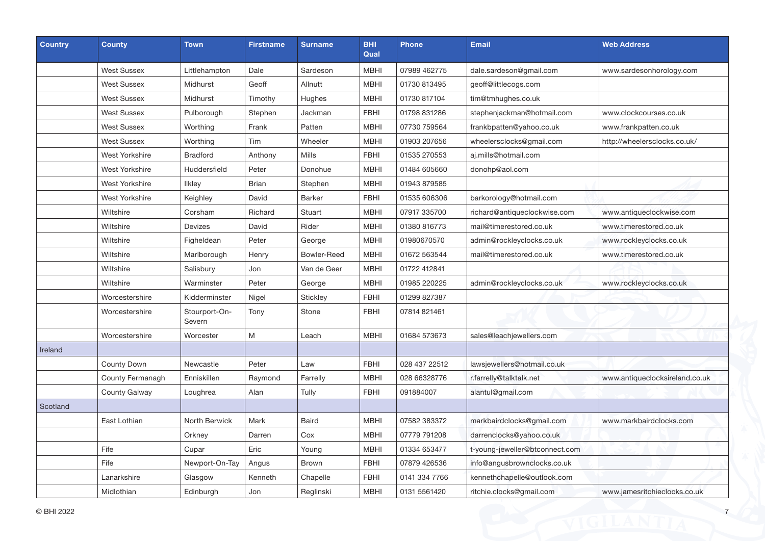| Country | County | Town | Firstname | Surname | BHI Qual | Phone | Email | Web Address |
|---|---|---|---|---|---|---|---|---|
| | West Sussex | Littlehampton | Dale | Sardeson | MBHI | 07989 462775 | dale.sardeson@gmail.com | www.sardesonhorology.com |
| | West Sussex | Midhurst | Geoff | Allnutt | MBHI | 01730 813495 | geoff@littlecogs.com | |
| | West Sussex | Midhurst | Timothy | Hughes | MBHI | 01730 817104 | tim@tmhughes.co.uk | |
| | West Sussex | Pulborough | Stephen | Jackman | FBHI | 01798 831286 | stephenjackman@hotmail.com | www.clockcourses.co.uk |
| | West Sussex | Worthing | Frank | Patten | MBHI | 07730 759564 | frankbpatten@yahoo.co.uk | www.frankpatten.co.uk |
| | West Sussex | Worthing | Tim | Wheeler | MBHI | 01903 207656 | wheelersclocks@gmail.com | http://wheelersclocks.co.uk/ |
| | West Yorkshire | Bradford | Anthony | Mills | FBHI | 01535 270553 | aj.mills@hotmail.com | |
| | West Yorkshire | Huddersfield | Peter | Donohue | MBHI | 01484 605660 | donohp@aol.com | |
| | West Yorkshire | Ilkley | Brian | Stephen | MBHI | 01943 879585 | | |
| | West Yorkshire | Keighley | David | Barker | FBHI | 01535 606306 | barkorology@hotmail.com | |
| | Wiltshire | Corsham | Richard | Stuart | MBHI | 07917 335700 | richard@antiqueclockwise.com | www.antiqueclockwise.com |
| | Wiltshire | Devizes | David | Rider | MBHI | 01380 816773 | mail@timerestored.co.uk | www.timerestored.co.uk |
| | Wiltshire | Figheldean | Peter | George | MBHI | 01980670570 | admin@rockleyclocks.co.uk | www.rockleyclocks.co.uk |
| | Wiltshire | Marlborough | Henry | Bowler-Reed | MBHI | 01672 563544 | mail@timerestored.co.uk | www.timerestored.co.uk |
| | Wiltshire | Salisbury | Jon | Van de Geer | MBHI | 01722 412841 | | |
| | Wiltshire | Warminster | Peter | George | MBHI | 01985 220225 | admin@rockleyclocks.co.uk | www.rockleyclocks.co.uk |
| | Worcestershire | Kidderminster | Nigel | Stickley | FBHI | 01299 827387 | | |
| | Worcestershire | Stourport-On-Severn | Tony | Stone | FBHI | 07814 821461 | | |
| | Worcestershire | Worcester | M | Leach | MBHI | 01684 573673 | sales@leachjewellers.com | |
| Ireland | | | | | | | | |
| | County Down | Newcastle | Peter | Law | FBHI | 028 437 22512 | lawsjewellers@hotmail.co.uk | |
| | County Fermanagh | Enniskillen | Raymond | Farrelly | MBHI | 028 66328776 | r.farrelly@talktalk.net | www.antiqueclocksireland.co.uk |
| | County Galway | Loughrea | Alan | Tully | FBHI | 091884007 | alantul@gmail.com | |
| Scotland | | | | | | | | |
| | East Lothian | North Berwick | Mark | Baird | MBHI | 07582 383372 | markbairdclocks@gmail.com | www.markbairdclocks.com |
| | | Orkney | Darren | Cox | MBHI | 07779 791208 | darrenclocks@yahoo.co.uk | |
| | Fife | Cupar | Eric | Young | MBHI | 01334 653477 | t-young-jeweller@btconnect.com | |
| | Fife | Newport-On-Tay | Angus | Brown | FBHI | 07879 426536 | info@angusbrownclocks.co.uk | |
| | Lanarkshire | Glasgow | Kenneth | Chapelle | FBHI | 0141 334 7766 | kennethchapelle@outlook.com | |
| | Midlothian | Edinburgh | Jon | Reglinski | MBHI | 0131 5561420 | ritchie.clocks@gmail.com | www.jamesritchieclocks.co.uk |

© BHI 2022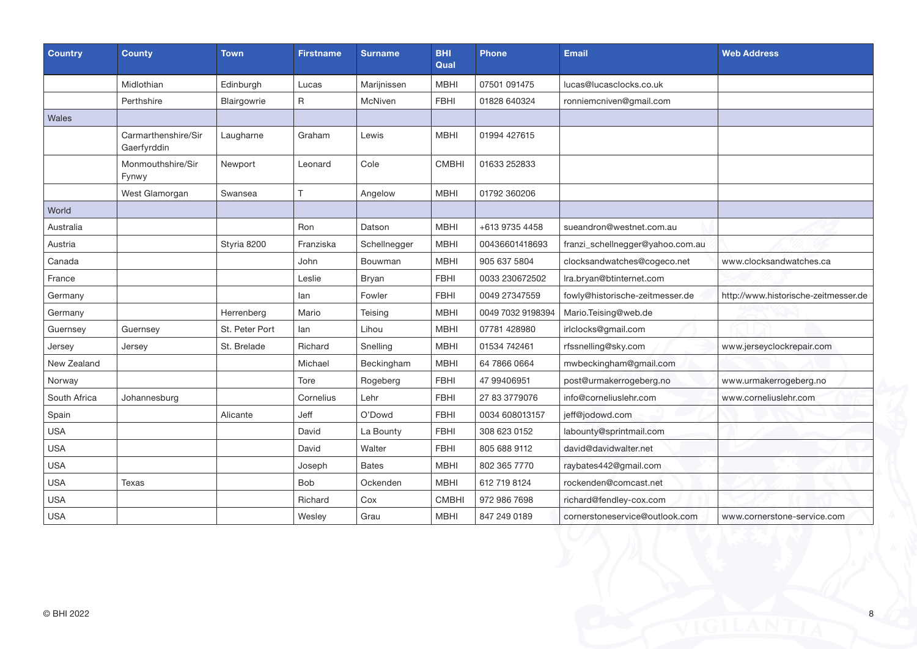| Country | County | Town | Firstname | Surname | BHI Qual | Phone | Email | Web Address |
|---|---|---|---|---|---|---|---|---|
| | Midlothian | Edinburgh | Lucas | Marijnissen | MBHI | 07501 091475 | lucas@lucasclocks.co.uk | |
| | Perthshire | Blairgowrie | R | McNiven | FBHI | 01828 640324 | ronniemcniven@gmail.com | |
| Wales | | | | | | | | |
| | Carmarthenshire/Sir Gaerfyrddin | Laugharne | Graham | Lewis | MBHI | 01994 427615 | | |
| | Monmouthshire/Sir Fynwy | Newport | Leonard | Cole | CMBHI | 01633 252833 | | |
| | West Glamorgan | Swansea | T | Angelow | MBHI | 01792 360206 | | |
| World | | | | | | | | |
| Australia | | | Ron | Datson | MBHI | +613 9735 4458 | sueandron@westnet.com.au | |
| Austria | | Styria 8200 | Franziska | Schellnegger | MBHI | 00436601418693 | franzi_schellnegger@yahoo.com.au | |
| Canada | | | John | Bouwman | MBHI | 905 637 5804 | clocksandwatches@cogeco.net | www.clocksandwatches.ca |
| France | | | Leslie | Bryan | FBHI | 0033 230672502 | lra.bryan@btinternet.com | |
| Germany | | | Ian | Fowler | FBHI | 0049 27347559 | fowly@historische-zeitmesser.de | http://www.historische-zeitmesser.de |
| Germany | | Herrenberg | Mario | Teising | MBHI | 0049 7032 9198394 | Mario.Teising@web.de | |
| Guernsey | Guernsey | St. Peter Port | Ian | Lihou | MBHI | 07781 428980 | irlclocks@gmail.com | |
| Jersey | Jersey | St. Brelade | Richard | Snelling | MBHI | 01534 742461 | rfssnelling@sky.com | www.jerseyclockrepair.com |
| New Zealand | | | Michael | Beckingham | MBHI | 64 7866 0664 | mwbeckingham@gmail.com | |
| Norway | | | Tore | Rogeberg | FBHI | 47 99406951 | post@urmakerrogeberg.no | www.urmakerrogeberg.no |
| South Africa | Johannesburg | | Cornelius | Lehr | FBHI | 27 83 3779076 | info@corneliuslehr.com | www.corneliuslehr.com |
| Spain | | Alicante | Jeff | O'Dowd | FBHI | 0034 608013157 | jeff@jodowd.com | |
| USA | | | David | La Bounty | FBHI | 308 623 0152 | labounty@sprintmail.com | |
| USA | | | David | Walter | FBHI | 805 688 9112 | david@davidwalter.net | |
| USA | | | Joseph | Bates | MBHI | 802 365 7770 | raybates442@gmail.com | |
| USA | Texas | | Bob | Ockenden | MBHI | 612 719 8124 | rockenden@comcast.net | |
| USA | | | Richard | Cox | CMBHI | 972 986 7698 | richard@fendley-cox.com | |
| USA | | | Wesley | Grau | MBHI | 847 249 0189 | cornerstoneservice@outlook.com | www.cornerstone-service.com |

© BHI 2022